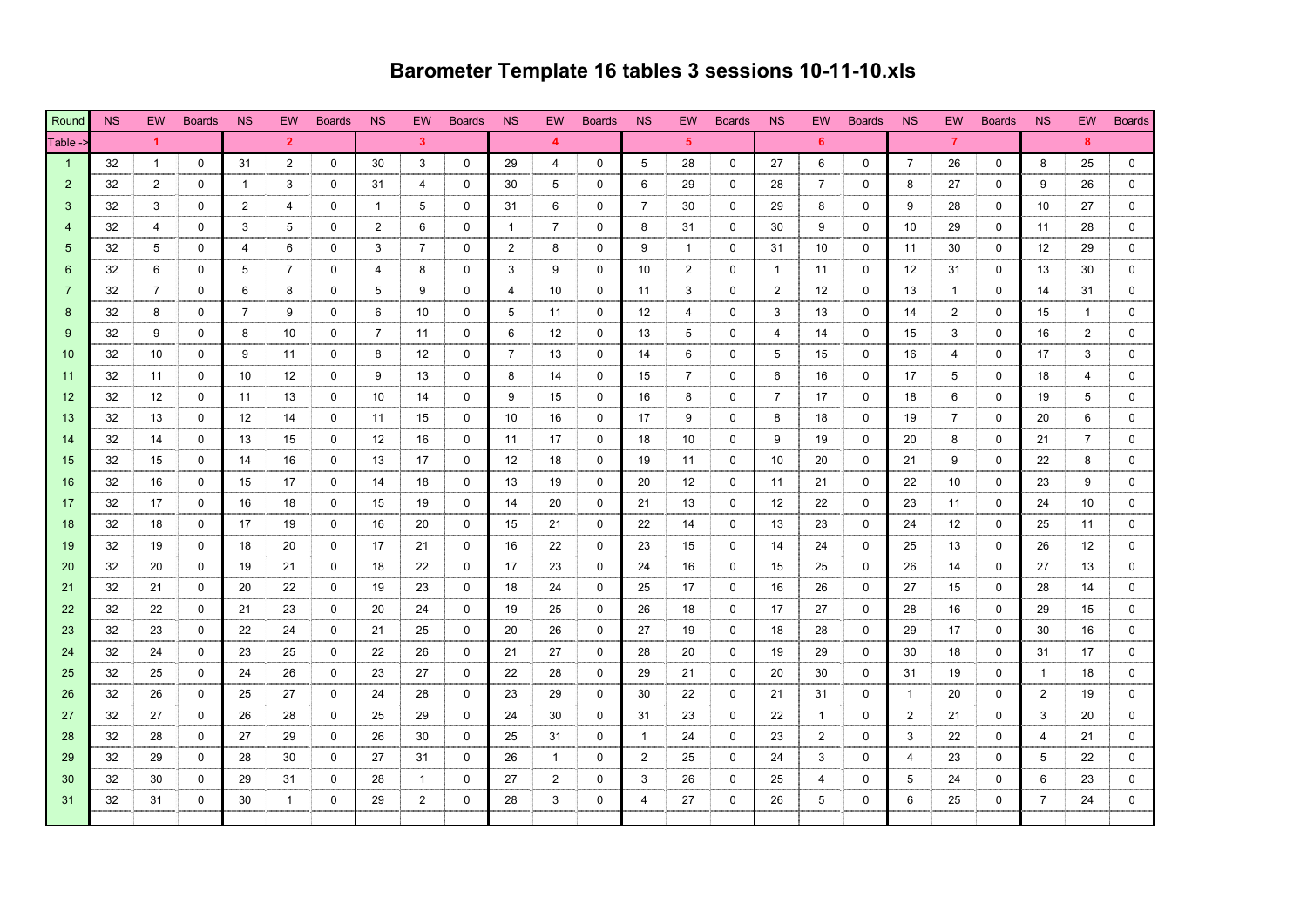# Barometer Template 16 tables 3 sessions 10-11-10.xls

| Round | NS | EW | Boards | NS | EW | Boards | NS | EW | Boards | NS | EW | Boards | NS | EW | Boards | NS | EW | Boards | NS | EW | Boards | NS | EW | Boards |
|---|---|---|---|---|---|---|---|---|---|---|---|---|---|---|---|---|---|---|---|---|---|---|---|---|
| Table -> | 1 | | | 2 | | | 3 | | | 4 | | | 5 | | | 6 | | | 7 | | | 8 | | |
| 1 | 32 | 1 | 0 | 31 | 2 | 0 | 30 | 3 | 0 | 29 | 4 | 0 | 5 | 28 | 0 | 27 | 6 | 0 | 7 | 26 | 0 | 8 | 25 | 0 |
| 2 | 32 | 2 | 0 | 1 | 3 | 0 | 31 | 4 | 0 | 30 | 5 | 0 | 6 | 29 | 0 | 28 | 7 | 0 | 8 | 27 | 0 | 9 | 26 | 0 |
| 3 | 32 | 3 | 0 | 2 | 4 | 0 | 1 | 5 | 0 | 31 | 6 | 0 | 7 | 30 | 0 | 29 | 8 | 0 | 9 | 28 | 0 | 10 | 27 | 0 |
| 4 | 32 | 4 | 0 | 3 | 5 | 0 | 2 | 6 | 0 | 1 | 7 | 0 | 8 | 31 | 0 | 30 | 9 | 0 | 10 | 29 | 0 | 11 | 28 | 0 |
| 5 | 32 | 5 | 0 | 4 | 6 | 0 | 3 | 7 | 0 | 2 | 8 | 0 | 9 | 1 | 0 | 31 | 10 | 0 | 11 | 30 | 0 | 12 | 29 | 0 |
| 6 | 32 | 6 | 0 | 5 | 7 | 0 | 4 | 8 | 0 | 3 | 9 | 0 | 10 | 2 | 0 | 1 | 11 | 0 | 12 | 31 | 0 | 13 | 30 | 0 |
| 7 | 32 | 7 | 0 | 6 | 8 | 0 | 5 | 9 | 0 | 4 | 10 | 0 | 11 | 3 | 0 | 2 | 12 | 0 | 13 | 1 | 0 | 14 | 31 | 0 |
| 8 | 32 | 8 | 0 | 7 | 9 | 0 | 6 | 10 | 0 | 5 | 11 | 0 | 12 | 4 | 0 | 3 | 13 | 0 | 14 | 2 | 0 | 15 | 1 | 0 |
| 9 | 32 | 9 | 0 | 8 | 10 | 0 | 7 | 11 | 0 | 6 | 12 | 0 | 13 | 5 | 0 | 4 | 14 | 0 | 15 | 3 | 0 | 16 | 2 | 0 |
| 10 | 32 | 10 | 0 | 9 | 11 | 0 | 8 | 12 | 0 | 7 | 13 | 0 | 14 | 6 | 0 | 5 | 15 | 0 | 16 | 4 | 0 | 17 | 3 | 0 |
| 11 | 32 | 11 | 0 | 10 | 12 | 0 | 9 | 13 | 0 | 8 | 14 | 0 | 15 | 7 | 0 | 6 | 16 | 0 | 17 | 5 | 0 | 18 | 4 | 0 |
| 12 | 32 | 12 | 0 | 11 | 13 | 0 | 10 | 14 | 0 | 9 | 15 | 0 | 16 | 8 | 0 | 7 | 17 | 0 | 18 | 6 | 0 | 19 | 5 | 0 |
| 13 | 32 | 13 | 0 | 12 | 14 | 0 | 11 | 15 | 0 | 10 | 16 | 0 | 17 | 9 | 0 | 8 | 18 | 0 | 19 | 7 | 0 | 20 | 6 | 0 |
| 14 | 32 | 14 | 0 | 13 | 15 | 0 | 12 | 16 | 0 | 11 | 17 | 0 | 18 | 10 | 0 | 9 | 19 | 0 | 20 | 8 | 0 | 21 | 7 | 0 |
| 15 | 32 | 15 | 0 | 14 | 16 | 0 | 13 | 17 | 0 | 12 | 18 | 0 | 19 | 11 | 0 | 10 | 20 | 0 | 21 | 9 | 0 | 22 | 8 | 0 |
| 16 | 32 | 16 | 0 | 15 | 17 | 0 | 14 | 18 | 0 | 13 | 19 | 0 | 20 | 12 | 0 | 11 | 21 | 0 | 22 | 10 | 0 | 23 | 9 | 0 |
| 17 | 32 | 17 | 0 | 16 | 18 | 0 | 15 | 19 | 0 | 14 | 20 | 0 | 21 | 13 | 0 | 12 | 22 | 0 | 23 | 11 | 0 | 24 | 10 | 0 |
| 18 | 32 | 18 | 0 | 17 | 19 | 0 | 16 | 20 | 0 | 15 | 21 | 0 | 22 | 14 | 0 | 13 | 23 | 0 | 24 | 12 | 0 | 25 | 11 | 0 |
| 19 | 32 | 19 | 0 | 18 | 20 | 0 | 17 | 21 | 0 | 16 | 22 | 0 | 23 | 15 | 0 | 14 | 24 | 0 | 25 | 13 | 0 | 26 | 12 | 0 |
| 20 | 32 | 20 | 0 | 19 | 21 | 0 | 18 | 22 | 0 | 17 | 23 | 0 | 24 | 16 | 0 | 15 | 25 | 0 | 26 | 14 | 0 | 27 | 13 | 0 |
| 21 | 32 | 21 | 0 | 20 | 22 | 0 | 19 | 23 | 0 | 18 | 24 | 0 | 25 | 17 | 0 | 16 | 26 | 0 | 27 | 15 | 0 | 28 | 14 | 0 |
| 22 | 32 | 22 | 0 | 21 | 23 | 0 | 20 | 24 | 0 | 19 | 25 | 0 | 26 | 18 | 0 | 17 | 27 | 0 | 28 | 16 | 0 | 29 | 15 | 0 |
| 23 | 32 | 23 | 0 | 22 | 24 | 0 | 21 | 25 | 0 | 20 | 26 | 0 | 27 | 19 | 0 | 18 | 28 | 0 | 29 | 17 | 0 | 30 | 16 | 0 |
| 24 | 32 | 24 | 0 | 23 | 25 | 0 | 22 | 26 | 0 | 21 | 27 | 0 | 28 | 20 | 0 | 19 | 29 | 0 | 30 | 18 | 0 | 31 | 17 | 0 |
| 25 | 32 | 25 | 0 | 24 | 26 | 0 | 23 | 27 | 0 | 22 | 28 | 0 | 29 | 21 | 0 | 20 | 30 | 0 | 31 | 19 | 0 | 1 | 18 | 0 |
| 26 | 32 | 26 | 0 | 25 | 27 | 0 | 24 | 28 | 0 | 23 | 29 | 0 | 30 | 22 | 0 | 21 | 31 | 0 | 1 | 20 | 0 | 2 | 19 | 0 |
| 27 | 32 | 27 | 0 | 26 | 28 | 0 | 25 | 29 | 0 | 24 | 30 | 0 | 31 | 23 | 0 | 22 | 1 | 0 | 2 | 21 | 0 | 3 | 20 | 0 |
| 28 | 32 | 28 | 0 | 27 | 29 | 0 | 26 | 30 | 0 | 25 | 31 | 0 | 1 | 24 | 0 | 23 | 2 | 0 | 3 | 22 | 0 | 4 | 21 | 0 |
| 29 | 32 | 29 | 0 | 28 | 30 | 0 | 27 | 31 | 0 | 26 | 1 | 0 | 2 | 25 | 0 | 24 | 3 | 0 | 4 | 23 | 0 | 5 | 22 | 0 |
| 30 | 32 | 30 | 0 | 29 | 31 | 0 | 28 | 1 | 0 | 27 | 2 | 0 | 3 | 26 | 0 | 25 | 4 | 0 | 5 | 24 | 0 | 6 | 23 | 0 |
| 31 | 32 | 31 | 0 | 30 | 1 | 0 | 29 | 2 | 0 | 28 | 3 | 0 | 4 | 27 | 0 | 26 | 5 | 0 | 6 | 25 | 0 | 7 | 24 | 0 |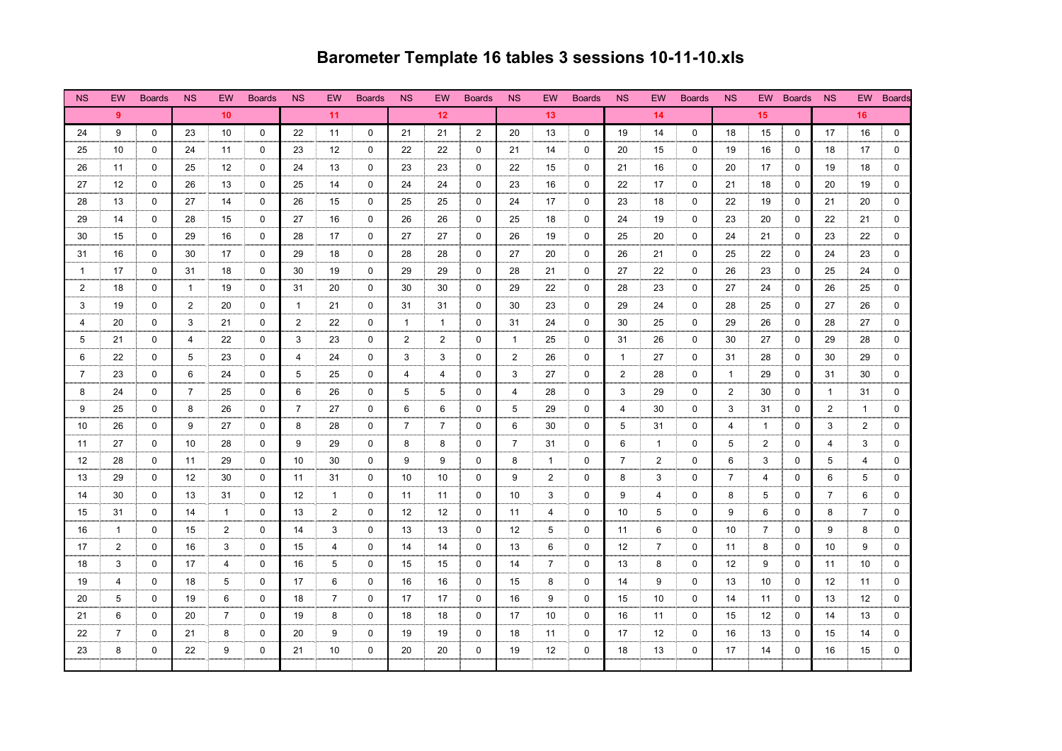# Barometer Template 16 tables 3 sessions 10-11-10.xls

| NS | EW | Boards | NS | EW | Boards | NS | EW | Boards | NS | EW | Boards | NS | EW | Boards | NS | EW | Boards | NS | EW | Boards | NS | EW | Boards |
|---|---|---|---|---|---|---|---|---|---|---|---|---|---|---|---|---|---|---|---|---|---|---|---|
| | 9 | | | 10 | | | 11 | | | 12 | | | 13 | | | 14 | | | 15 | | | 16 | |
| 24 | 9 | 0 | 23 | 10 | 0 | 22 | 11 | 0 | 21 | 21 | 2 | 20 | 13 | 0 | 19 | 14 | 0 | 18 | 15 | 0 | 17 | 16 | 0 |
| 25 | 10 | 0 | 24 | 11 | 0 | 23 | 12 | 0 | 22 | 22 | 0 | 21 | 14 | 0 | 20 | 15 | 0 | 19 | 16 | 0 | 18 | 17 | 0 |
| 26 | 11 | 0 | 25 | 12 | 0 | 24 | 13 | 0 | 23 | 23 | 0 | 22 | 15 | 0 | 21 | 16 | 0 | 20 | 17 | 0 | 19 | 18 | 0 |
| 27 | 12 | 0 | 26 | 13 | 0 | 25 | 14 | 0 | 24 | 24 | 0 | 23 | 16 | 0 | 22 | 17 | 0 | 21 | 18 | 0 | 20 | 19 | 0 |
| 28 | 13 | 0 | 27 | 14 | 0 | 26 | 15 | 0 | 25 | 25 | 0 | 24 | 17 | 0 | 23 | 18 | 0 | 22 | 19 | 0 | 21 | 20 | 0 |
| 29 | 14 | 0 | 28 | 15 | 0 | 27 | 16 | 0 | 26 | 26 | 0 | 25 | 18 | 0 | 24 | 19 | 0 | 23 | 20 | 0 | 22 | 21 | 0 |
| 30 | 15 | 0 | 29 | 16 | 0 | 28 | 17 | 0 | 27 | 27 | 0 | 26 | 19 | 0 | 25 | 20 | 0 | 24 | 21 | 0 | 23 | 22 | 0 |
| 31 | 16 | 0 | 30 | 17 | 0 | 29 | 18 | 0 | 28 | 28 | 0 | 27 | 20 | 0 | 26 | 21 | 0 | 25 | 22 | 0 | 24 | 23 | 0 |
| 1 | 17 | 0 | 31 | 18 | 0 | 30 | 19 | 0 | 29 | 29 | 0 | 28 | 21 | 0 | 27 | 22 | 0 | 26 | 23 | 0 | 25 | 24 | 0 |
| 2 | 18 | 0 | 1 | 19 | 0 | 31 | 20 | 0 | 30 | 30 | 0 | 29 | 22 | 0 | 28 | 23 | 0 | 27 | 24 | 0 | 26 | 25 | 0 |
| 3 | 19 | 0 | 2 | 20 | 0 | 1 | 21 | 0 | 31 | 31 | 0 | 30 | 23 | 0 | 29 | 24 | 0 | 28 | 25 | 0 | 27 | 26 | 0 |
| 4 | 20 | 0 | 3 | 21 | 0 | 2 | 22 | 0 | 1 | 1 | 0 | 31 | 24 | 0 | 30 | 25 | 0 | 29 | 26 | 0 | 28 | 27 | 0 |
| 5 | 21 | 0 | 4 | 22 | 0 | 3 | 23 | 0 | 2 | 2 | 0 | 1 | 25 | 0 | 31 | 26 | 0 | 30 | 27 | 0 | 29 | 28 | 0 |
| 6 | 22 | 0 | 5 | 23 | 0 | 4 | 24 | 0 | 3 | 3 | 0 | 2 | 26 | 0 | 1 | 27 | 0 | 31 | 28 | 0 | 30 | 29 | 0 |
| 7 | 23 | 0 | 6 | 24 | 0 | 5 | 25 | 0 | 4 | 4 | 0 | 3 | 27 | 0 | 2 | 28 | 0 | 1 | 29 | 0 | 31 | 30 | 0 |
| 8 | 24 | 0 | 7 | 25 | 0 | 6 | 26 | 0 | 5 | 5 | 0 | 4 | 28 | 0 | 3 | 29 | 0 | 2 | 30 | 0 | 1 | 31 | 0 |
| 9 | 25 | 0 | 8 | 26 | 0 | 7 | 27 | 0 | 6 | 6 | 0 | 5 | 29 | 0 | 4 | 30 | 0 | 3 | 31 | 0 | 2 | 1 | 0 |
| 10 | 26 | 0 | 9 | 27 | 0 | 8 | 28 | 0 | 7 | 7 | 0 | 6 | 30 | 0 | 5 | 31 | 0 | 4 | 1 | 0 | 3 | 2 | 0 |
| 11 | 27 | 0 | 10 | 28 | 0 | 9 | 29 | 0 | 8 | 8 | 0 | 7 | 31 | 0 | 6 | 1 | 0 | 5 | 2 | 0 | 4 | 3 | 0 |
| 12 | 28 | 0 | 11 | 29 | 0 | 10 | 30 | 0 | 9 | 9 | 0 | 8 | 1 | 0 | 7 | 2 | 0 | 6 | 3 | 0 | 5 | 4 | 0 |
| 13 | 29 | 0 | 12 | 30 | 0 | 11 | 31 | 0 | 10 | 10 | 0 | 9 | 2 | 0 | 8 | 3 | 0 | 7 | 4 | 0 | 6 | 5 | 0 |
| 14 | 30 | 0 | 13 | 31 | 0 | 12 | 1 | 0 | 11 | 11 | 0 | 10 | 3 | 0 | 9 | 4 | 0 | 8 | 5 | 0 | 7 | 6 | 0 |
| 15 | 31 | 0 | 14 | 1 | 0 | 13 | 2 | 0 | 12 | 12 | 0 | 11 | 4 | 0 | 10 | 5 | 0 | 9 | 6 | 0 | 8 | 7 | 0 |
| 16 | 1 | 0 | 15 | 2 | 0 | 14 | 3 | 0 | 13 | 13 | 0 | 12 | 5 | 0 | 11 | 6 | 0 | 10 | 7 | 0 | 9 | 8 | 0 |
| 17 | 2 | 0 | 16 | 3 | 0 | 15 | 4 | 0 | 14 | 14 | 0 | 13 | 6 | 0 | 12 | 7 | 0 | 11 | 8 | 0 | 10 | 9 | 0 |
| 18 | 3 | 0 | 17 | 4 | 0 | 16 | 5 | 0 | 15 | 15 | 0 | 14 | 7 | 0 | 13 | 8 | 0 | 12 | 9 | 0 | 11 | 10 | 0 |
| 19 | 4 | 0 | 18 | 5 | 0 | 17 | 6 | 0 | 16 | 16 | 0 | 15 | 8 | 0 | 14 | 9 | 0 | 13 | 10 | 0 | 12 | 11 | 0 |
| 20 | 5 | 0 | 19 | 6 | 0 | 18 | 7 | 0 | 17 | 17 | 0 | 16 | 9 | 0 | 15 | 10 | 0 | 14 | 11 | 0 | 13 | 12 | 0 |
| 21 | 6 | 0 | 20 | 7 | 0 | 19 | 8 | 0 | 18 | 18 | 0 | 17 | 10 | 0 | 16 | 11 | 0 | 15 | 12 | 0 | 14 | 13 | 0 |
| 22 | 7 | 0 | 21 | 8 | 0 | 20 | 9 | 0 | 19 | 19 | 0 | 18 | 11 | 0 | 17 | 12 | 0 | 16 | 13 | 0 | 15 | 14 | 0 |
| 23 | 8 | 0 | 22 | 9 | 0 | 21 | 10 | 0 | 20 | 20 | 0 | 19 | 12 | 0 | 18 | 13 | 0 | 17 | 14 | 0 | 16 | 15 | 0 |